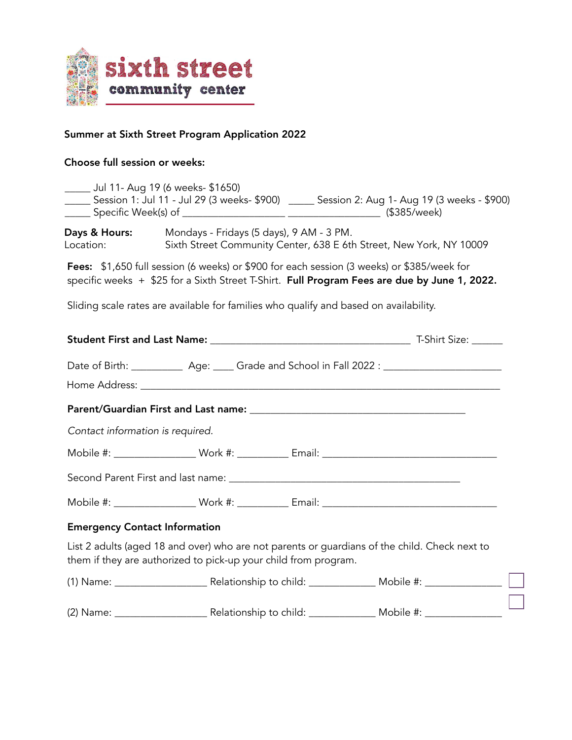sixth street community center

## Summer at Sixth Street Program Application 2022

**Choose full session or weeks:**

_____ Jul 11- Aug 19 (6 weeks- $1650)
_____ Session 1: Jul 11 - Jul 29 (3 weeks- $900) _____ Session 2: Aug 1- Aug 19 (3 weeks - $900)
_____ Specific Week(s) of ___________________ _________________ ($385/week)

**Days & Hours:** Mondays - Fridays (5 days), 9 AM - 3 PM.
Location: Sixth Street Community Center, 638 E 6th Street, New York, NY 10009

**Fees:** $1,650 full session (6 weeks) or $900 for each session (3 weeks) or $385/week for specific weeks + $25 for a Sixth Street T-Shirt. **Full Program Fees are due by June 1, 2022.**

Sliding scale rates are available for families who qualify and based on availability.

**Student First and Last Name:** ____________________________________ T-Shirt Size: ______

Date of Birth: _________ Age: ____ Grade and School in Fall 2022 : ______________________

Home Address: ___________________________________________________________________

**Parent/Guardian First and Last name:** ________________________________________

*Contact information is required.*

Mobile #: _______________ Work #: _________ Email: ________________________________

Second Parent First and last name: ___________________________________________

Mobile #: _______________ Work #: _________ Email: ________________________________

**Emergency Contact Information**

List 2 adults (aged 18 and over) who are not parents or guardians of the child. Check next to them if they are authorized to pick-up your child from program.

(1) Name: _________________ Relationship to child: ____________ Mobile #: ______________ ☐

(2) Name: _________________ Relationship to child: ____________ Mobile #: ______________ ☐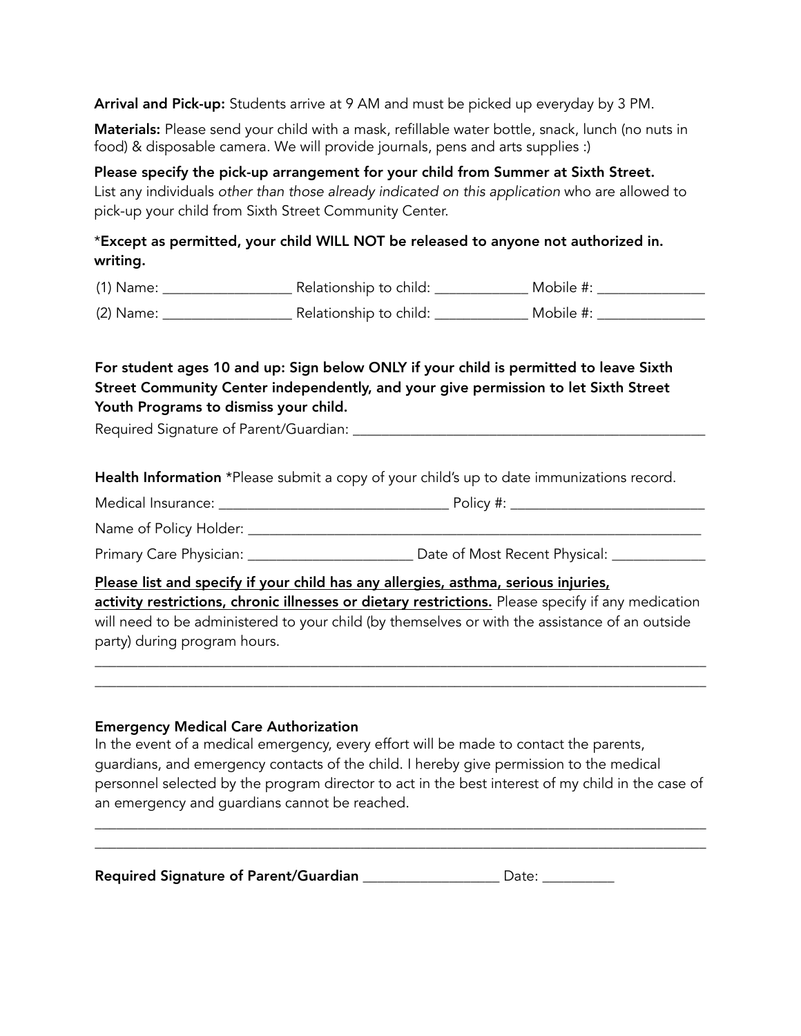**Arrival and Pick-up:** Students arrive at 9 AM and must be picked up everyday by 3 PM.

**Materials:** Please send your child with a mask, refillable water bottle, snack, lunch (no nuts in food) & disposable camera. We will provide journals, pens and arts supplies :)

**Please specify the pick-up arrangement for your child from Summer at Sixth Street.**
List any individuals *other than those already indicated on this application* who are allowed to pick-up your child from Sixth Street Community Center.

*__Except as permitted, your child WILL NOT be released to anyone not authorized in. writing.__*

(1) Name: _________________ Relationship to child: ____________ Mobile #: ______________

(2) Name: _________________ Relationship to child: ____________ Mobile #: ______________

**For student ages 10 and up: Sign below ONLY if your child is permitted to leave Sixth Street Community Center independently, and your give permission to let Sixth Street Youth Programs to dismiss your child.**

Required Signature of Parent/Guardian: _______________________________________________

**Health Information** *Please submit a copy of your child's up to date immunizations record.

Medical Insurance: ______________________________ Policy #: __________________________

Name of Policy Holder: _____________________________________________________________

Primary Care Physician: ______________________ Date of Most Recent Physical: _____________

**<u>Please list and specify if your child has any allergies, asthma, serious injuries, activity restrictions, chronic illnesses or dietary restrictions.</u>** Please specify if any medication will need to be administered to your child (by themselves or with the assistance of an outside party) during program hours.

______________________________________________________________________________________
______________________________________________________________________________________

**Emergency Medical Care Authorization**
In the event of a medical emergency, every effort will be made to contact the parents, guardians, and emergency contacts of the child. I hereby give permission to the medical personnel selected by the program director to act in the best interest of my child in the case of an emergency and guardians cannot be reached.

______________________________________________________________________________________
______________________________________________________________________________________

**Required Signature of Parent/Guardian** ___________________ Date: __________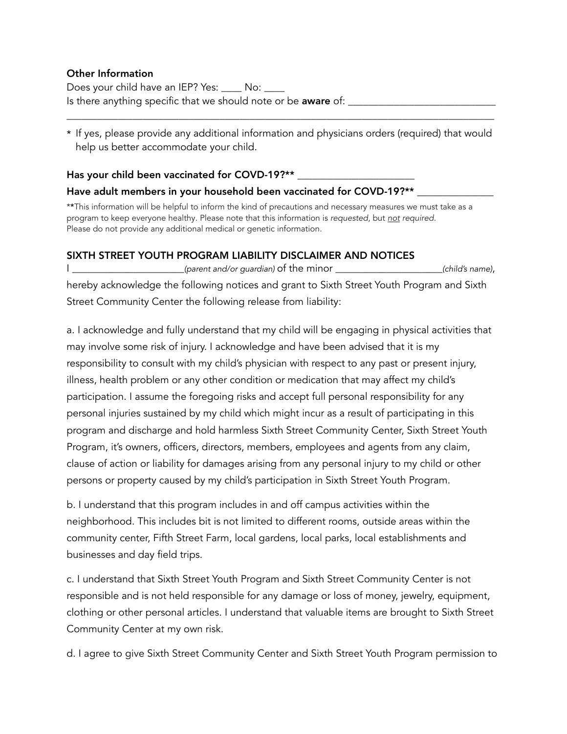**Other Information**

Does your child have an IEP? Yes: ____ No: ____

Is there anything specific that we should note or be **aware** of: ______________________________

_____________________________________________________________________________________

\* If yes, please provide any additional information and physicians orders (required) that would help us better accommodate your child.

**Has your child been vaccinated for COVD-19?\*\*** ________________________

**Have adult members in your household been vaccinated for COVD-19?\*\*** _______________

\*\*This information will be helpful to inform the kind of precautions and necessary measures we must take as a program to keep everyone healthy. Please note that this information is *requested*, but *not required*. Please do not provide any additional medical or genetic information.

## SIXTH STREET YOUTH PROGRAM LIABILITY DISCLAIMER AND NOTICES

I ________________________*(parent and/or guardian)* of the minor ________________________*(child's name)*, hereby acknowledge the following notices and grant to Sixth Street Youth Program and Sixth Street Community Center the following release from liability:

a. I acknowledge and fully understand that my child will be engaging in physical activities that may involve some risk of injury. I acknowledge and have been advised that it is my responsibility to consult with my child's physician with respect to any past or present injury, illness, health problem or any other condition or medication that may affect my child's participation. I assume the foregoing risks and accept full personal responsibility for any personal injuries sustained by my child which might incur as a result of participating in this program and discharge and hold harmless Sixth Street Community Center, Sixth Street Youth Program, it's owners, officers, directors, members, employees and agents from any claim, clause of action or liability for damages arising from any personal injury to my child or other persons or property caused by my child's participation in Sixth Street Youth Program.

b. I understand that this program includes in and off campus activities within the neighborhood. This includes bit is not limited to different rooms, outside areas within the community center, Fifth Street Farm, local gardens, local parks, local establishments and businesses and day field trips.

c. I understand that Sixth Street Youth Program and Sixth Street Community Center is not responsible and is not held responsible for any damage or loss of money, jewelry, equipment, clothing or other personal articles. I understand that valuable items are brought to Sixth Street Community Center at my own risk.

d. I agree to give Sixth Street Community Center and Sixth Street Youth Program permission to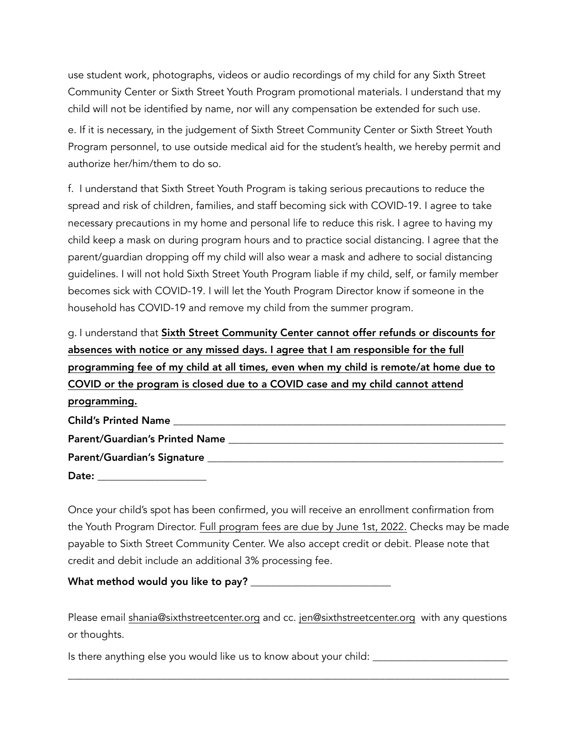use student work, photographs, videos or audio recordings of my child for any Sixth Street Community Center or Sixth Street Youth Program promotional materials. I understand that my child will not be identified by name, nor will any compensation be extended for such use.

e. If it is necessary, in the judgement of Sixth Street Community Center or Sixth Street Youth Program personnel, to use outside medical aid for the student's health, we hereby permit and authorize her/him/them to do so.

f. I understand that Sixth Street Youth Program is taking serious precautions to reduce the spread and risk of children, families, and staff becoming sick with COVID-19. I agree to take necessary precautions in my home and personal life to reduce this risk. I agree to having my child keep a mask on during program hours and to practice social distancing. I agree that the parent/guardian dropping off my child will also wear a mask and adhere to social distancing guidelines. I will not hold Sixth Street Youth Program liable if my child, self, or family member becomes sick with COVID-19. I will let the Youth Program Director know if someone in the household has COVID-19 and remove my child from the summer program.

g. I understand that <u>**Sixth Street Community Center cannot offer refunds or discounts for absences with notice or any missed days. I agree that I am responsible for the full programming fee of my child at all times, even when my child is remote/at home due to COVID or the program is closed due to a COVID case and my child cannot attend programming.**</u>

**Child's Printed Name** ______________________________________________

**Parent/Guardian's Printed Name** ______________________________________

**Parent/Guardian's Signature** _________________________________________

**Date:** ____________________

Once your child's spot has been confirmed, you will receive an enrollment confirmation from the Youth Program Director. <u>Full program fees are due by June 1st, 2022.</u> Checks may be made payable to Sixth Street Community Center. We also accept credit or debit. Please note that credit and debit include an additional 3% processing fee.

**What method would you like to pay?** __________________________

Please email shania@sixthstreetcenter.org and cc. jen@sixthstreetcenter.org with any questions or thoughts.

Is there anything else you would like us to know about your child: _________________________

___________________________________________________________________________